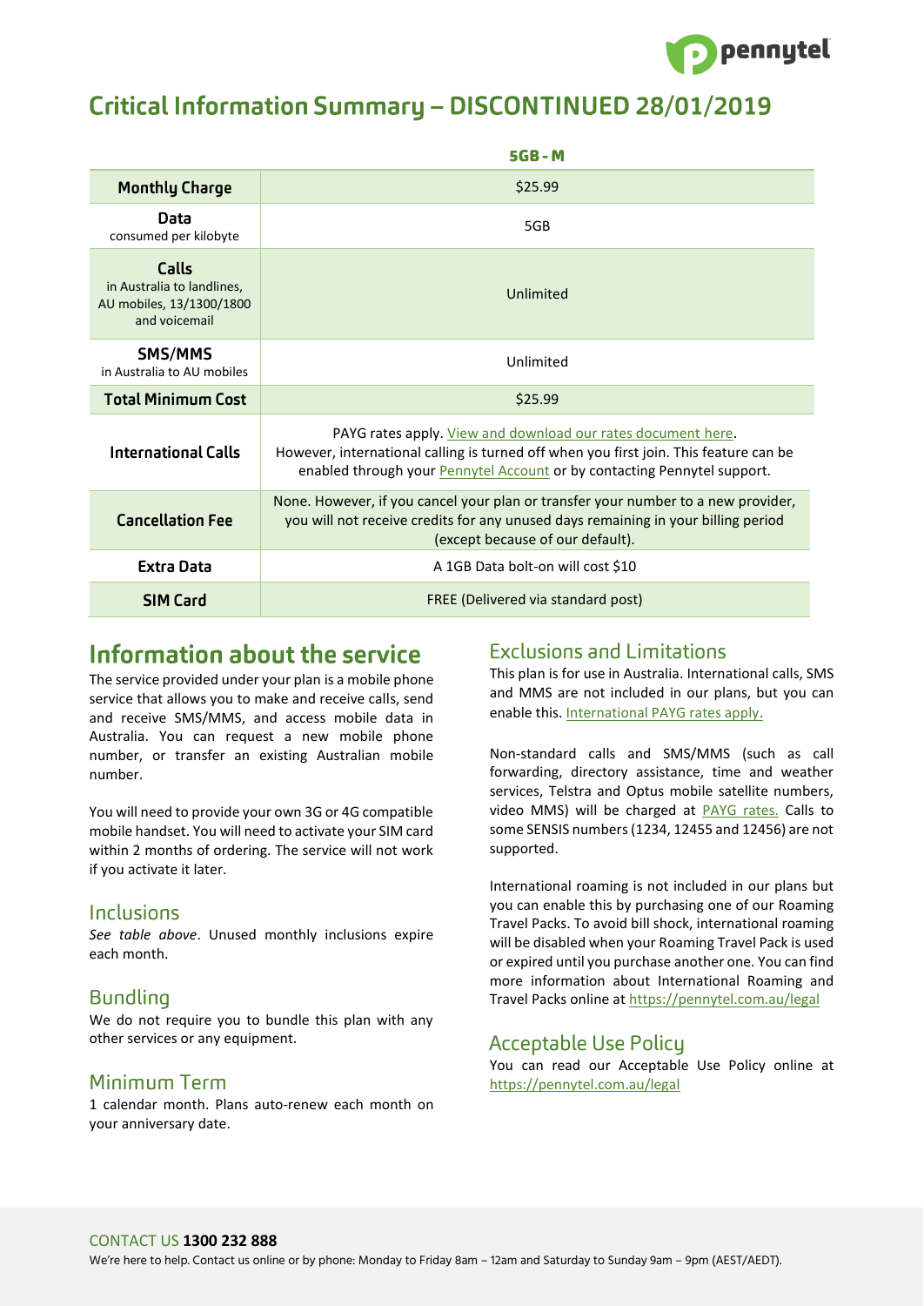# Critical Information Summary – DISCONTINUED 28/01/2019

| | 5GB - M |
|---|---|
| **Monthly Charge** | $25.99 |
| **Data** consumed per kilobyte | 5GB |
| **Calls** in Australia to landlines, AU mobiles, 13/1300/1800 and voicemail | Unlimited |
| **SMS/MMS** in Australia to AU mobiles | Unlimited |
| **Total Minimum Cost** | $25.99 |
| **International Calls** | PAYG rates apply. View and download our rates document here. However, international calling is turned off when you first join. This feature can be enabled through your Pennytel Account or by contacting Pennytel support. |
| **Cancellation Fee** | None. However, if you cancel your plan or transfer your number to a new provider, you will not receive credits for any unused days remaining in your billing period (except because of our default). |
| **Extra Data** | A 1GB Data bolt-on will cost $10 |
| **SIM Card** | FREE (Delivered via standard post) |

## Information about the service

The service provided under your plan is a mobile phone service that allows you to make and receive calls, send and receive SMS/MMS, and access mobile data in Australia. You can request a new mobile phone number, or transfer an existing Australian mobile number.

You will need to provide your own 3G or 4G compatible mobile handset. You will need to activate your SIM card within 2 months of ordering. The service will not work if you activate it later.

### Inclusions

*See table above*. Unused monthly inclusions expire each month.

### Bundling

We do not require you to bundle this plan with any other services or any equipment.

### Minimum Term

1 calendar month. Plans auto-renew each month on your anniversary date.

### Exclusions and Limitations

This plan is for use in Australia. International calls, SMS and MMS are not included in our plans, but you can enable this. International PAYG rates apply.

Non-standard calls and SMS/MMS (such as call forwarding, directory assistance, time and weather services, Telstra and Optus mobile satellite numbers, video MMS) will be charged at PAYG rates. Calls to some SENSIS numbers (1234, 12455 and 12456) are not supported.

International roaming is not included in our plans but you can enable this by purchasing one of our Roaming Travel Packs. To avoid bill shock, international roaming will be disabled when your Roaming Travel Pack is used or expired until you purchase another one. You can find more information about International Roaming and Travel Packs online at https://pennytel.com.au/legal

### Acceptable Use Policy

You can read our Acceptable Use Policy online at https://pennytel.com.au/legal

CONTACT US **1300 232 888**

We're here to help. Contact us online or by phone: Monday to Friday 8am – 12am and Saturday to Sunday 9am – 9pm (AEST/AEDT).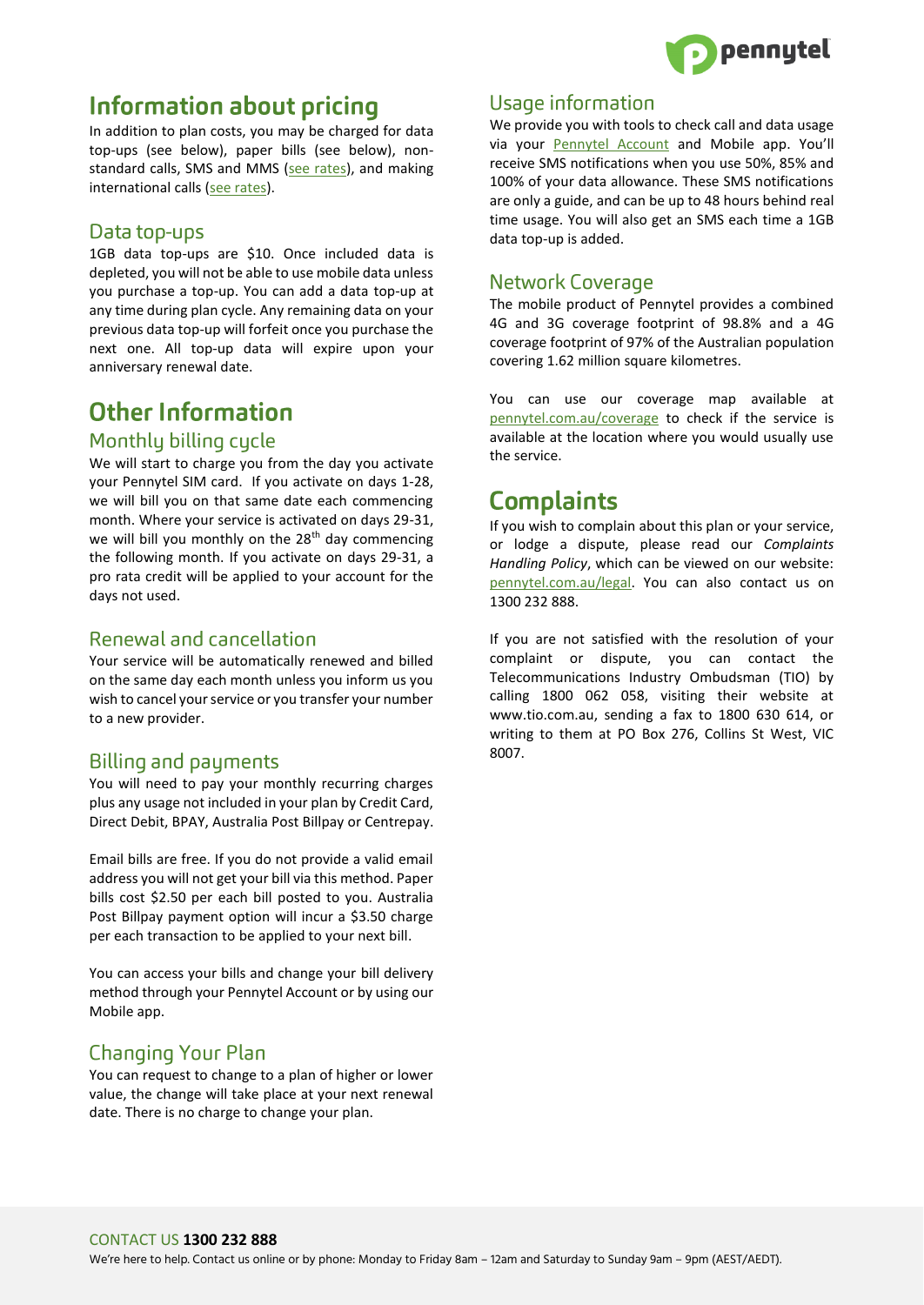# Information about pricing

In addition to plan costs, you may be charged for data top-ups (see below), paper bills (see below), non-standard calls, SMS and MMS (see rates), and making international calls (see rates).

## Data top-ups

1GB data top-ups are $10. Once included data is depleted, you will not be able to use mobile data unless you purchase a top-up. You can add a data top-up at any time during plan cycle. Any remaining data on your previous data top-up will forfeit once you purchase the next one. All top-up data will expire upon your anniversary renewal date.

# Other Information

## Monthly billing cycle

We will start to charge you from the day you activate your Pennytel SIM card. If you activate on days 1-28, we will bill you on that same date each commencing month. Where your service is activated on days 29-31, we will bill you monthly on the 28th day commencing the following month. If you activate on days 29-31, a pro rata credit will be applied to your account for the days not used.

## Renewal and cancellation

Your service will be automatically renewed and billed on the same day each month unless you inform us you wish to cancel your service or you transfer your number to a new provider.

## Billing and payments

You will need to pay your monthly recurring charges plus any usage not included in your plan by Credit Card, Direct Debit, BPAY, Australia Post Billpay or Centrepay.

Email bills are free. If you do not provide a valid email address you will not get your bill via this method. Paper bills cost $2.50 per each bill posted to you. Australia Post Billpay payment option will incur a $3.50 charge per each transaction to be applied to your next bill.

You can access your bills and change your bill delivery method through your Pennytel Account or by using our Mobile app.

## Changing Your Plan

You can request to change to a plan of higher or lower value, the change will take place at your next renewal date. There is no charge to change your plan.

## Usage information

We provide you with tools to check call and data usage via your Pennytel Account and Mobile app. You'll receive SMS notifications when you use 50%, 85% and 100% of your data allowance. These SMS notifications are only a guide, and can be up to 48 hours behind real time usage. You will also get an SMS each time a 1GB data top-up is added.

## Network Coverage

The mobile product of Pennytel provides a combined 4G and 3G coverage footprint of 98.8% and a 4G coverage footprint of 97% of the Australian population covering 1.62 million square kilometres.

You can use our coverage map available at pennytel.com.au/coverage to check if the service is available at the location where you would usually use the service.

# Complaints

If you wish to complain about this plan or your service, or lodge a dispute, please read our *Complaints Handling Policy*, which can be viewed on our website: pennytel.com.au/legal. You can also contact us on 1300 232 888.

If you are not satisfied with the resolution of your complaint or dispute, you can contact the Telecommunications Industry Ombudsman (TIO) by calling 1800 062 058, visiting their website at www.tio.com.au, sending a fax to 1800 630 614, or writing to them at PO Box 276, Collins St West, VIC 8007.

CONTACT US **1300 232 888**

We're here to help. Contact us online or by phone: Monday to Friday 8am – 12am and Saturday to Sunday 9am – 9pm (AEST/AEDT).